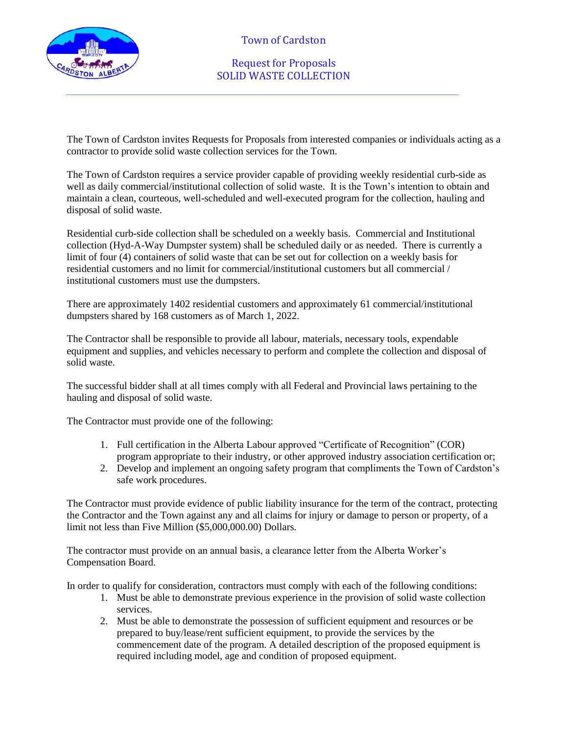# Town of Cardston

## Request for Proposals
## SOLID WASTE COLLECTION

The Town of Cardston invites Requests for Proposals from interested companies or individuals acting as a contractor to provide solid waste collection services for the Town.

The Town of Cardston requires a service provider capable of providing weekly residential curb-side as well as daily commercial/institutional collection of solid waste. It is the Town's intention to obtain and maintain a clean, courteous, well-scheduled and well-executed program for the collection, hauling and disposal of solid waste.

Residential curb-side collection shall be scheduled on a weekly basis. Commercial and Institutional collection (Hyd-A-Way Dumpster system) shall be scheduled daily or as needed. There is currently a limit of four (4) containers of solid waste that can be set out for collection on a weekly basis for residential customers and no limit for commercial/institutional customers but all commercial / institutional customers must use the dumpsters.

There are approximately 1402 residential customers and approximately 61 commercial/institutional dumpsters shared by 168 customers as of March 1, 2022.

The Contractor shall be responsible to provide all labour, materials, necessary tools, expendable equipment and supplies, and vehicles necessary to perform and complete the collection and disposal of solid waste.

The successful bidder shall at all times comply with all Federal and Provincial laws pertaining to the hauling and disposal of solid waste.

The Contractor must provide one of the following:

1. Full certification in the Alberta Labour approved "Certificate of Recognition" (COR) program appropriate to their industry, or other approved industry association certification or;
2. Develop and implement an ongoing safety program that compliments the Town of Cardston's safe work procedures.

The Contractor must provide evidence of public liability insurance for the term of the contract, protecting the Contractor and the Town against any and all claims for injury or damage to person or property, of a limit not less than Five Million ($5,000,000.00) Dollars.

The contractor must provide on an annual basis, a clearance letter from the Alberta Worker's Compensation Board.

In order to qualify for consideration, contractors must comply with each of the following conditions:

1. Must be able to demonstrate previous experience in the provision of solid waste collection services.
2. Must be able to demonstrate the possession of sufficient equipment and resources or be prepared to buy/lease/rent sufficient equipment, to provide the services by the commencement date of the program. A detailed description of the proposed equipment is required including model, age and condition of proposed equipment.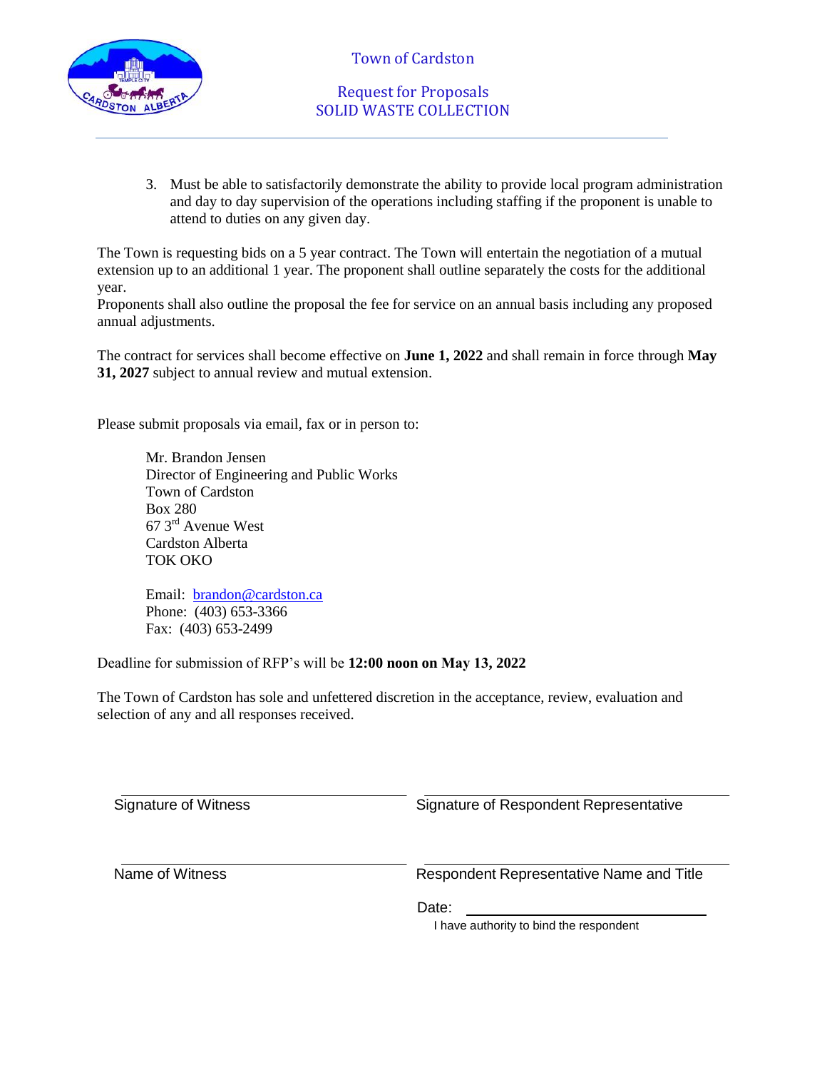3. Must be able to satisfactorily demonstrate the ability to provide local program administration and day to day supervision of the operations including staffing if the proponent is unable to attend to duties on any given day.

The Town is requesting bids on a 5 year contract. The Town will entertain the negotiation of a mutual extension up to an additional 1 year. The proponent shall outline separately the costs for the additional year.
Proponents shall also outline the proposal the fee for service on an annual basis including any proposed annual adjustments.

The contract for services shall become effective on **June 1, 2022** and shall remain in force through **May 31, 2027** subject to annual review and mutual extension.

Please submit proposals via email, fax or in person to:

Mr. Brandon Jensen
Director of Engineering and Public Works
Town of Cardston
Box 280
67 3rd Avenue West
Cardston Alberta
TOK OKO

Email: brandon@cardston.ca
Phone: (403) 653-3366
Fax: (403) 653-2499

Deadline for submission of RFP's will be **12:00 noon on May 13, 2022**

The Town of Cardston has sole and unfettered discretion in the acceptance, review, evaluation and selection of any and all responses received.

\_\_\_\_\_\_\_\_\_\_\_\_\_\_\_\_\_\_\_\_\_\_\_\_\_\_\_\_ \_\_\_\_\_\_\_\_\_\_\_\_\_\_\_\_\_\_\_\_\_\_\_\_\_\_\_\_
Signature of Witness Signature of Respondent Representative

\_\_\_\_\_\_\_\_\_\_\_\_\_\_\_\_\_\_\_\_\_\_\_\_\_\_\_\_ \_\_\_\_\_\_\_\_\_\_\_\_\_\_\_\_\_\_\_\_\_\_\_\_\_\_\_\_
Name of Witness Respondent Representative Name and Title

Date: \_\_\_\_\_\_\_\_\_\_\_\_\_\_\_\_\_\_\_\_\_\_\_\_
I have authority to bind the respondent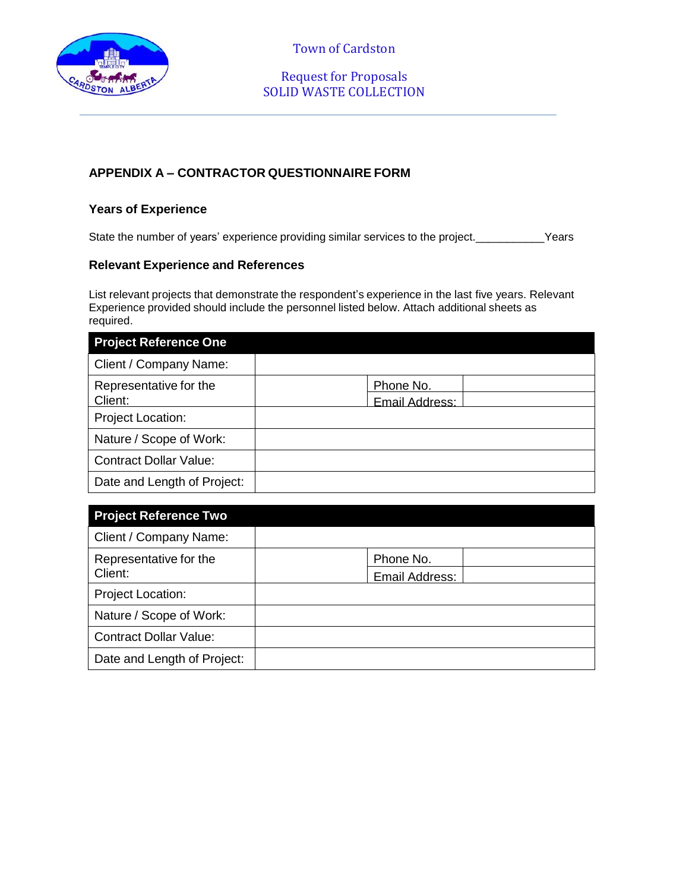## APPENDIX A – CONTRACTOR QUESTIONNAIRE FORM

### Years of Experience

State the number of years' experience providing similar services to the project.___________Years

### Relevant Experience and References

List relevant projects that demonstrate the respondent's experience in the last five years. Relevant Experience provided should include the personnel listed below. Attach additional sheets as required.

| Project Reference One | | | |
|---|---|---|---|
| Client / Company Name: | | | |
| Representative for the Client: | | Phone No. | |
| | | Email Address: | |
| Project Location: | | | |
| Nature / Scope of Work: | | | |
| Contract Dollar Value: | | | |
| Date and Length of Project: | | | |

| Project Reference Two | | | |
|---|---|---|---|
| Client / Company Name: | | | |
| Representative for the Client: | | Phone No. | |
| | | Email Address: | |
| Project Location: | | | |
| Nature / Scope of Work: | | | |
| Contract Dollar Value: | | | |
| Date and Length of Project: | | | |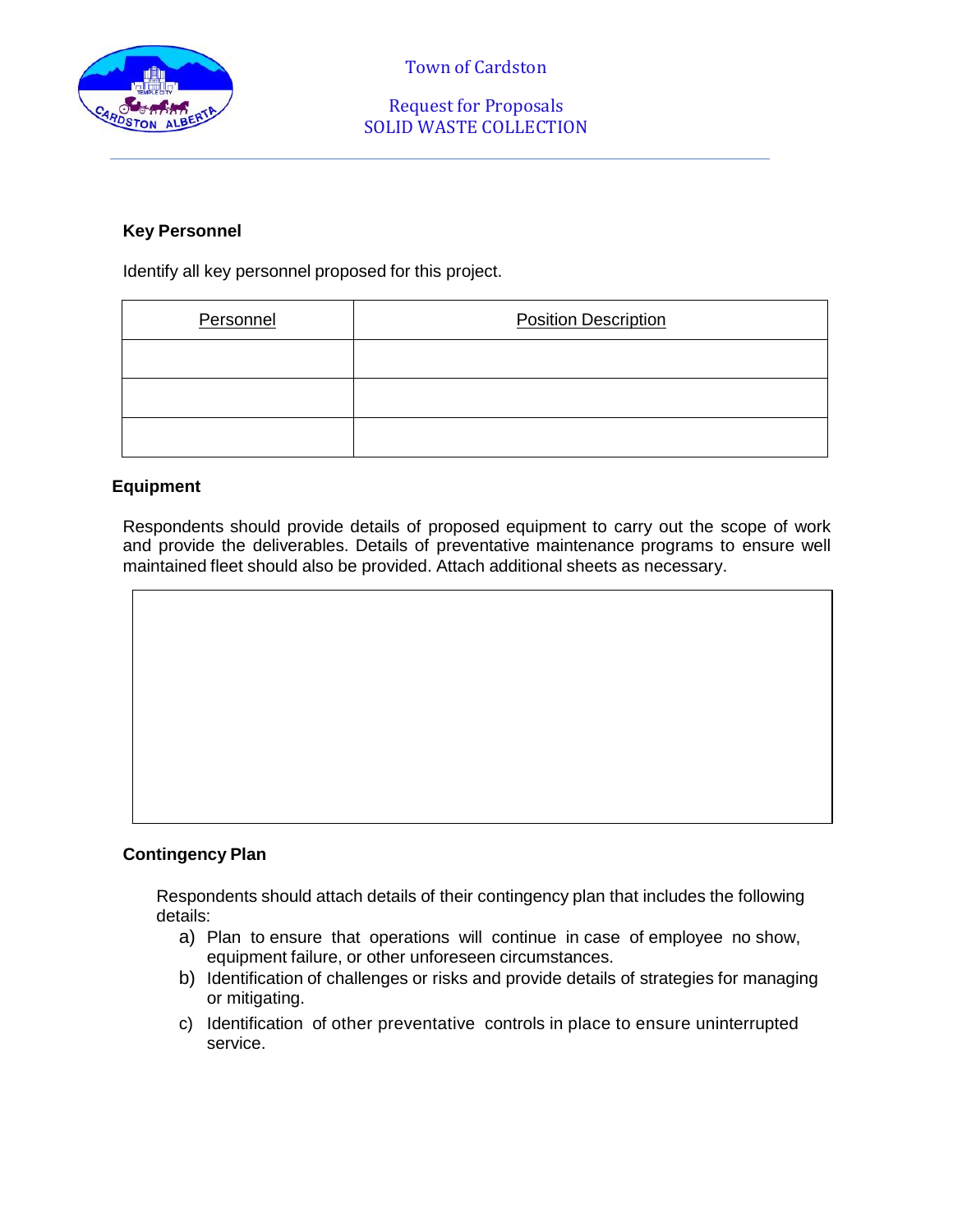## Key Personnel

Identify all key personnel proposed for this project.

| Personnel | Position Description |
|---|---|
| | |
| | |
| | |

## Equipment

Respondents should provide details of proposed equipment to carry out the scope of work and provide the deliverables. Details of preventative maintenance programs to ensure well maintained fleet should also be provided. Attach additional sheets as necessary.

## Contingency Plan

Respondents should attach details of their contingency plan that includes the following details:

a) Plan to ensure that operations will continue in case of employee no show, equipment failure, or other unforeseen circumstances.
b) Identification of challenges or risks and provide details of strategies for managing or mitigating.
c) Identification of other preventative controls in place to ensure uninterrupted service.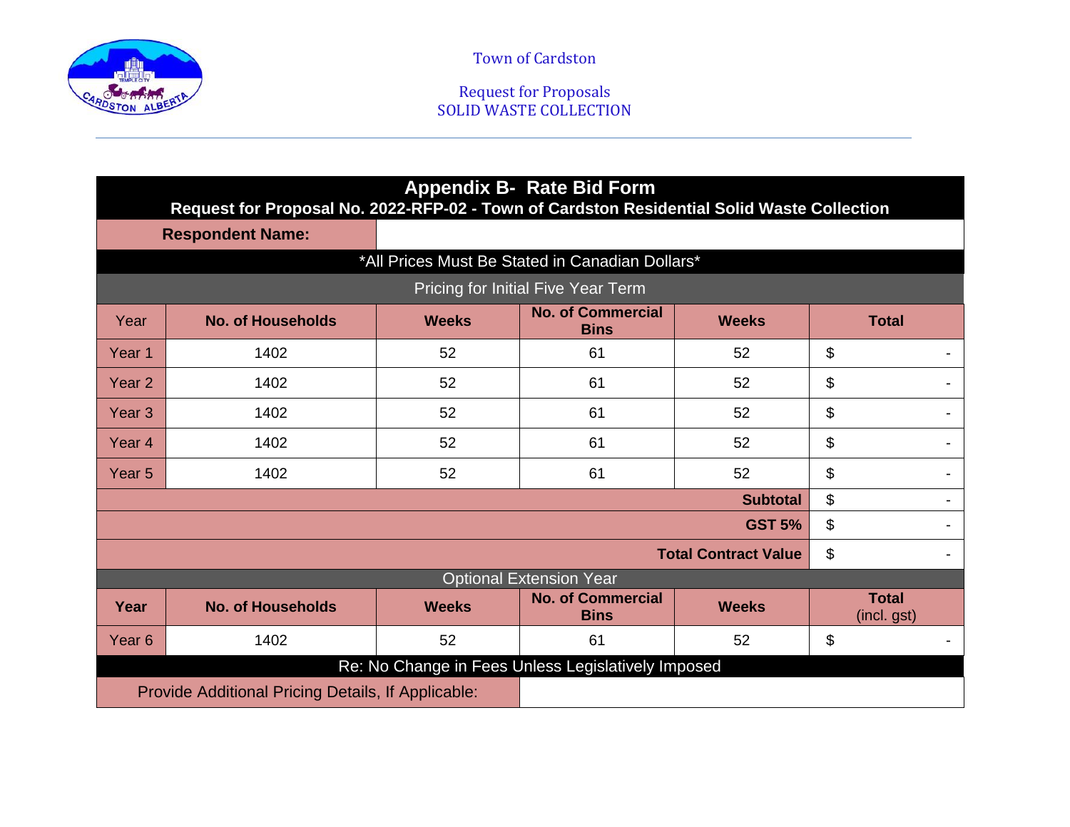Town of Cardston

Request for Proposals
SOLID WASTE COLLECTION

| Appendix B- Rate Bid Form | | | | | |
|---|---|---|---|---|---|
| **Request for Proposal No. 2022-RFP-02 - Town of Cardston Residential Solid Waste Collection** | | | | | |
| **Respondent Name:** | | | | | |
| *All Prices Must Be Stated in Canadian Dollars* | | | | | |
| Pricing for Initial Five Year Term | | | | | |
| Year | **No. of Households** | **Weeks** | **No. of Commercial Bins** | **Weeks** | **Total** |
| Year 1 | 1402 | 52 | 61 | 52 | $ - |
| Year 2 | 1402 | 52 | 61 | 52 | $ - |
| Year 3 | 1402 | 52 | 61 | 52 | $ - |
| Year 4 | 1402 | 52 | 61 | 52 | $ - |
| Year 5 | 1402 | 52 | 61 | 52 | $ - |
| | | | | **Subtotal** | $ - |
| | | | | **GST 5%** | $ - |
| | | | | **Total Contract Value** | $ - |
| Optional Extension Year | | | | | |
| **Year** | **No. of Households** | **Weeks** | **No. of Commercial Bins** | **Weeks** | **Total** (incl. gst) |
| Year 6 | 1402 | 52 | 61 | 52 | $ - |
| Re: No Change in Fees Unless Legislatively Imposed | | | | | |
| Provide Additional Pricing Details, If Applicable: | | | | | |